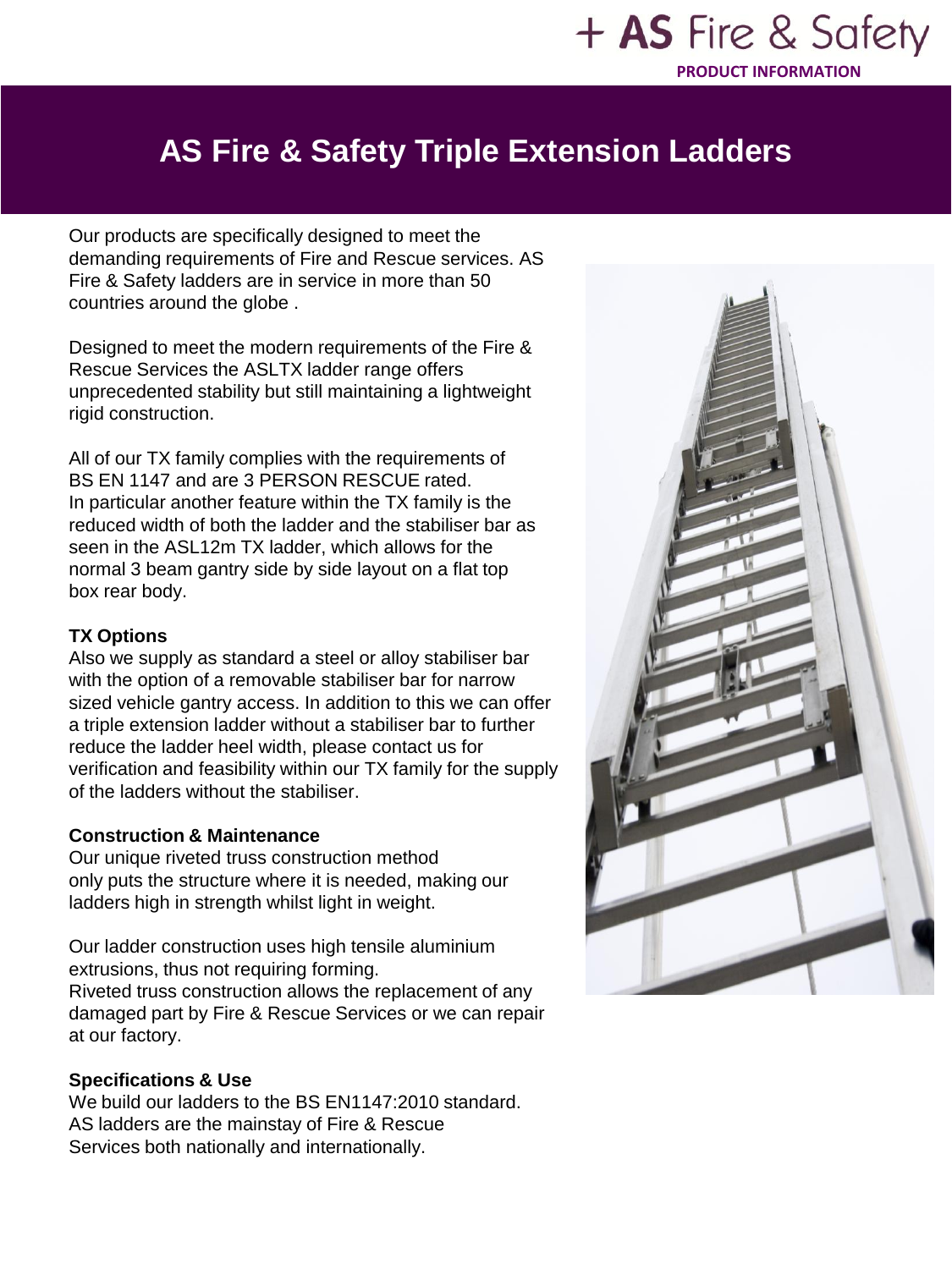+ **AS** Fire & Safety

**PRODUCT INFORMATION**

# AS Fire & Safety Triple Extension Ladders

Our products are specifically designed to meet the demanding requirements of Fire and Rescue services. AS Fire & Safety ladders are in service in more than 50 countries around the globe .

Designed to meet the modern requirements of the Fire & Rescue Services the ASLTX ladder range offers unprecedented stability but still maintaining a lightweight rigid construction.

All of our TX family complies with the requirements of BS EN 1147 and are 3 PERSON RESCUE rated. In particular another feature within the TX family is the reduced width of both the ladder and the stabiliser bar as seen in the ASL12m TX ladder, which allows for the normal 3 beam gantry side by side layout on a flat top box rear body.

**TX Options**

Also we supply as standard a steel or alloy stabiliser bar with the option of a removable stabiliser bar for narrow sized vehicle gantry access. In addition to this we can offer a triple extension ladder without a stabiliser bar to further reduce the ladder heel width, please contact us for verification and feasibility within our TX family for the supply of the ladders without the stabiliser.

**Construction & Maintenance**

Our unique riveted truss construction method only puts the structure where it is needed, making our ladders high in strength whilst light in weight.

Our ladder construction uses high tensile aluminium extrusions, thus not requiring forming.
Riveted truss construction allows the replacement of any damaged part by Fire & Rescue Services or we can repair at our factory.

**Specifications & Use**

We build our ladders to the BS EN1147:2010 standard. AS ladders are the mainstay of Fire & Rescue Services both nationally and internationally.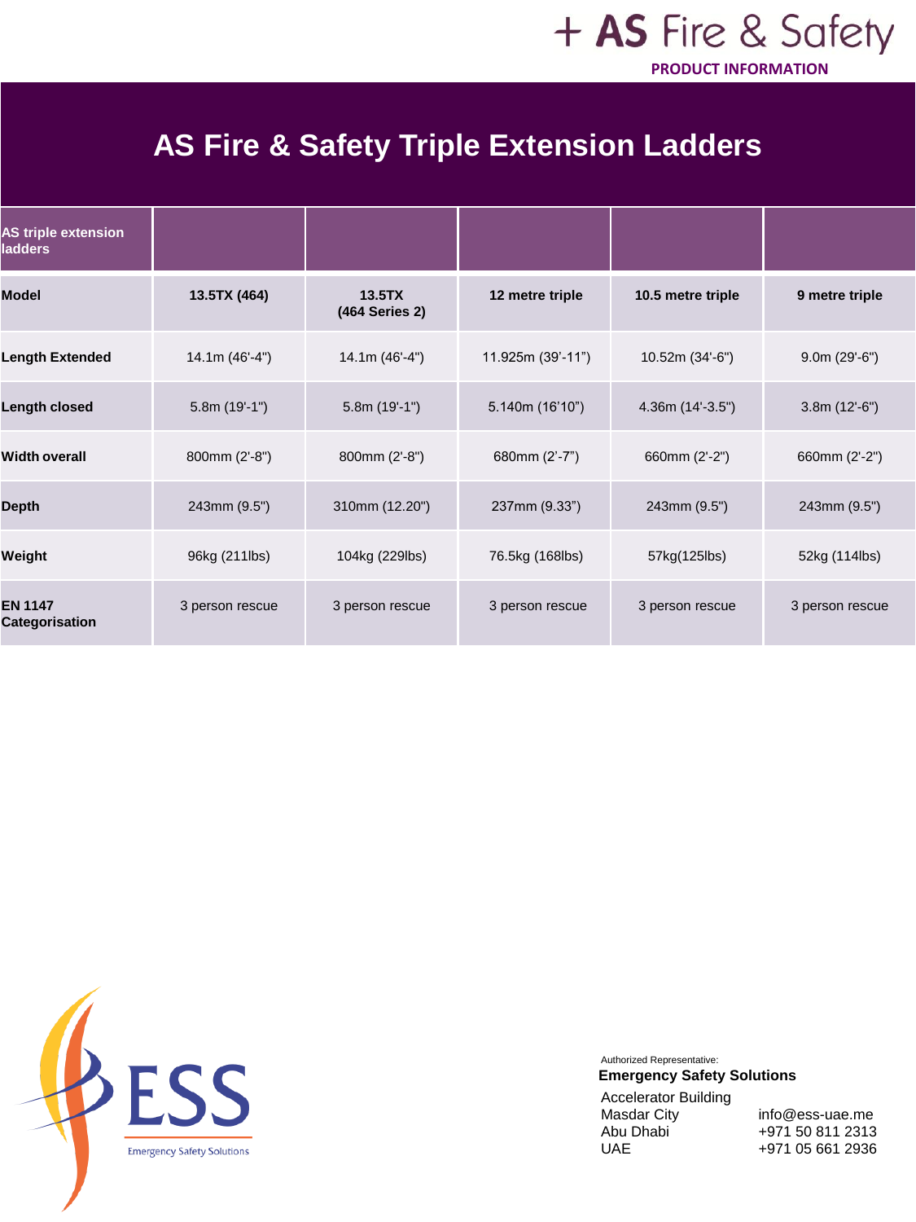+ AS Fire & Safety

PRODUCT INFORMATION

# AS Fire & Safety Triple Extension Ladders

| AS triple extension ladders | | | | | |
|---|---|---|---|---|---|
| **Model** | **13.5TX (464)** | **13.5TX (464 Series 2)** | **12 metre triple** | **10.5 metre triple** | **9 metre triple** |
| **Length Extended** | 14.1m (46'-4") | 14.1m (46'-4") | 11.925m (39'-11") | 10.52m (34'-6") | 9.0m (29'-6") |
| **Length closed** | 5.8m (19'-1") | 5.8m (19'-1") | 5.140m (16'10") | 4.36m (14'-3.5") | 3.8m (12'-6") |
| **Width overall** | 800mm (2'-8") | 800mm (2'-8") | 680mm (2'-7") | 660mm (2'-2") | 660mm (2'-2") |
| **Depth** | 243mm (9.5") | 310mm (12.20") | 237mm (9.33") | 243mm (9.5") | 243mm (9.5") |
| **Weight** | 96kg (211lbs) | 104kg (229lbs) | 76.5kg (168lbs) | 57kg(125lbs) | 52kg (114lbs) |
| **EN 1147 Categorisation** | 3 person rescue | 3 person rescue | 3 person rescue | 3 person rescue | 3 person rescue |

ESS
Emergency Safety Solutions

Authorized Representative:
**Emergency Safety Solutions**
Accelerator Building
Masdar City
Abu Dhabi
UAE

info@ess-uae.me
+971 50 811 2313
+971 05 661 2936